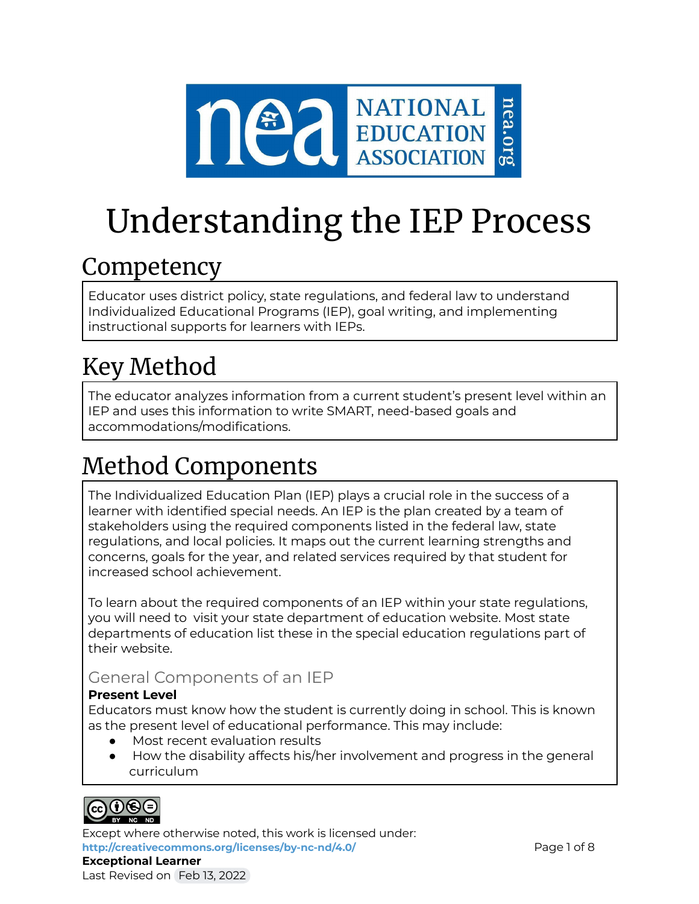# Understanding the IEP Process

## Competency

Educator uses district policy, state regulations, and federal law to understand Individualized Educational Programs (IEP), goal writing, and implementing instructional supports for learners with IEPs.

## Key Method

The educator analyzes information from a current student's present level within an IEP and uses this information to write SMART, need-based goals and accommodations/modifications.

## Method Components

The Individualized Education Plan (IEP) plays a crucial role in the success of a learner with identified special needs. An IEP is the plan created by a team of stakeholders using the required components listed in the federal law, state regulations, and local policies. It maps out the current learning strengths and concerns, goals for the year, and related services required by that student for increased school achievement.

To learn about the required components of an IEP within your state regulations, you will need to visit your state department of education website. Most state departments of education list these in the special education regulations part of their website.

### General Components of an IEP

**Present Level**

Educators must know how the student is currently doing in school. This is known as the present level of educational performance. This may include:

- Most recent evaluation results
- How the disability affects his/her involvement and progress in the general curriculum

Except where otherwise noted, this work is licensed under:
**http://creativecommons.org/licenses/by-nc-nd/4.0/**

**Exceptional Learner**

Last Revised on Feb 13, 2022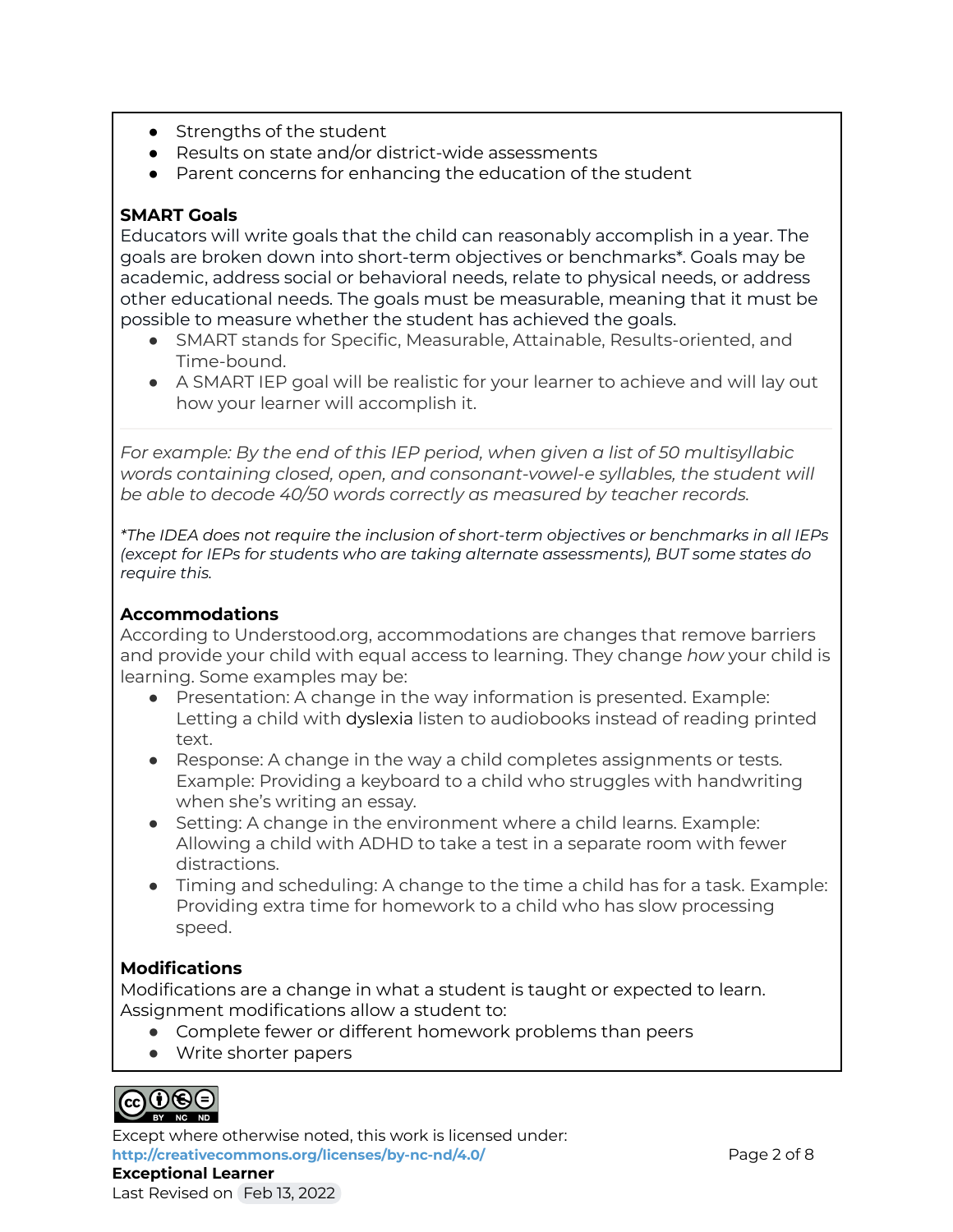- Strengths of the student
- Results on state and/or district-wide assessments
- Parent concerns for enhancing the education of the student

**SMART Goals**

Educators will write goals that the child can reasonably accomplish in a year. The goals are broken down into short-term objectives or benchmarks*. Goals may be academic, address social or behavioral needs, relate to physical needs, or address other educational needs. The goals must be measurable, meaning that it must be possible to measure whether the student has achieved the goals.

- SMART stands for Specific, Measurable, Attainable, Results-oriented, and Time-bound.
- A SMART IEP goal will be realistic for your learner to achieve and will lay out how your learner will accomplish it.

---

*For example: By the end of this IEP period, when given a list of 50 multisyllabic words containing closed, open, and consonant-vowel-e syllables, the student will be able to decode 40/50 words correctly as measured by teacher records.*

**The IDEA does not require the inclusion of short-term objectives or benchmarks in all IEPs (except for IEPs for students who are taking alternate assessments), BUT some states do require this.*

**Accommodations**

According to Understood.org, accommodations are changes that remove barriers and provide your child with equal access to learning. They change *how* your child is learning. Some examples may be:

- Presentation: A change in the way information is presented. Example: Letting a child with dyslexia listen to audiobooks instead of reading printed text.
- Response: A change in the way a child completes assignments or tests. Example: Providing a keyboard to a child who struggles with handwriting when she's writing an essay.
- Setting: A change in the environment where a child learns. Example: Allowing a child with ADHD to take a test in a separate room with fewer distractions.
- Timing and scheduling: A change to the time a child has for a task. Example: Providing extra time for homework to a child who has slow processing speed.

**Modifications**

Modifications are a change in what a student is taught or expected to learn. Assignment modifications allow a student to:

- Complete fewer or different homework problems than peers
- Write shorter papers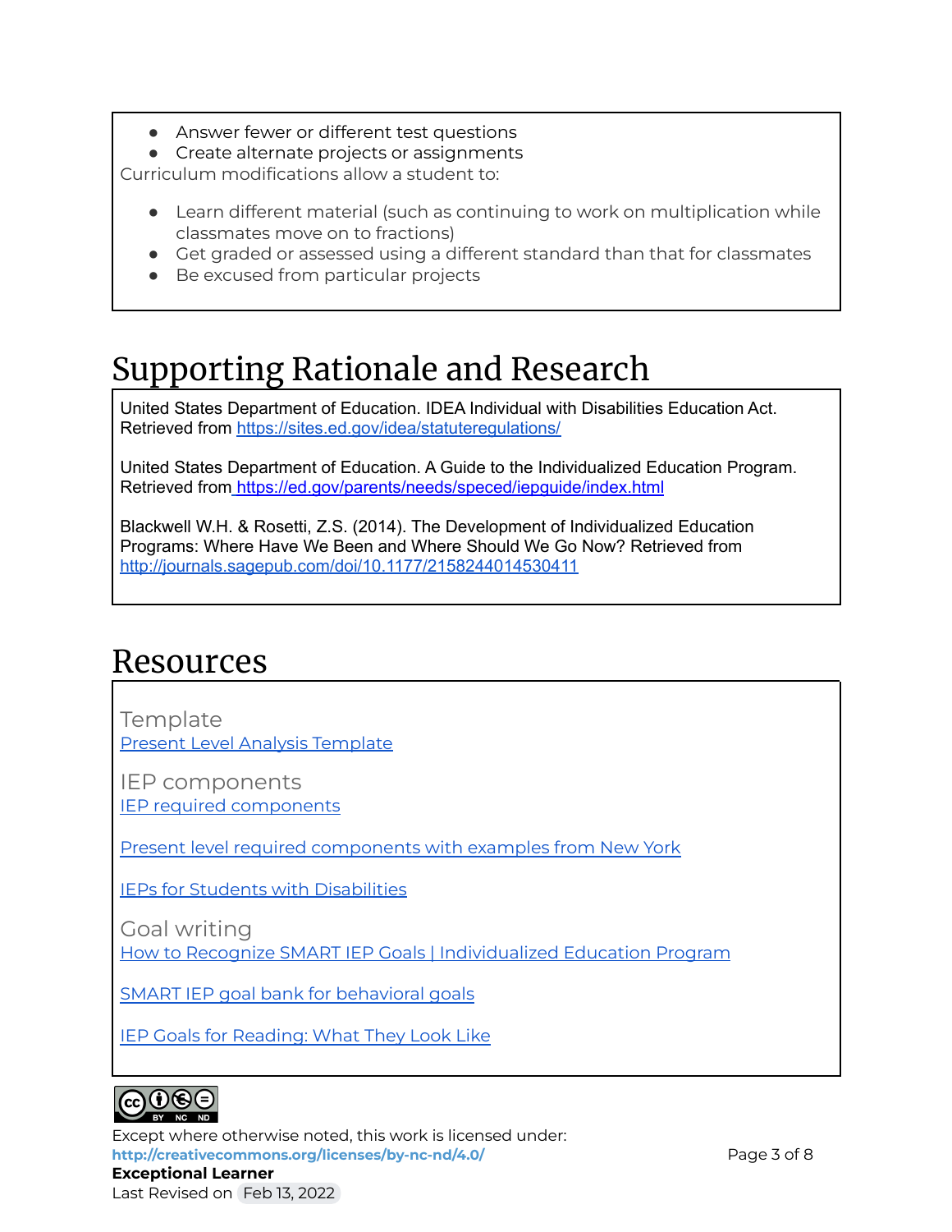- Answer fewer or different test questions
- Create alternate projects or assignments

Curriculum modifications allow a student to:

- Learn different material (such as continuing to work on multiplication while classmates move on to fractions)
- Get graded or assessed using a different standard than that for classmates
- Be excused from particular projects

# Supporting Rationale and Research

United States Department of Education. IDEA Individual with Disabilities Education Act. Retrieved from https://sites.ed.gov/idea/statuteregulations/

United States Department of Education. A Guide to the Individualized Education Program. Retrieved from https://ed.gov/parents/needs/speced/iepguide/index.html

Blackwell W.H. & Rosetti, Z.S. (2014). The Development of Individualized Education Programs: Where Have We Been and Where Should We Go Now? Retrieved from http://journals.sagepub.com/doi/10.1177/2158244014530411

# Resources

Template

[Present Level Analysis Template]

IEP components

[IEP required components]

[Present level required components with examples from New York]

[IEPs for Students with Disabilities]

Goal writing

[How to Recognize SMART IEP Goals | Individualized Education Program]

[SMART IEP goal bank for behavioral goals]

[IEP Goals for Reading: What They Look Like]

Except where otherwise noted, this work is licensed under:
**http://creativecommons.org/licenses/by-nc-nd/4.0/**

**Exceptional Learner**

Last Revised on Feb 13, 2022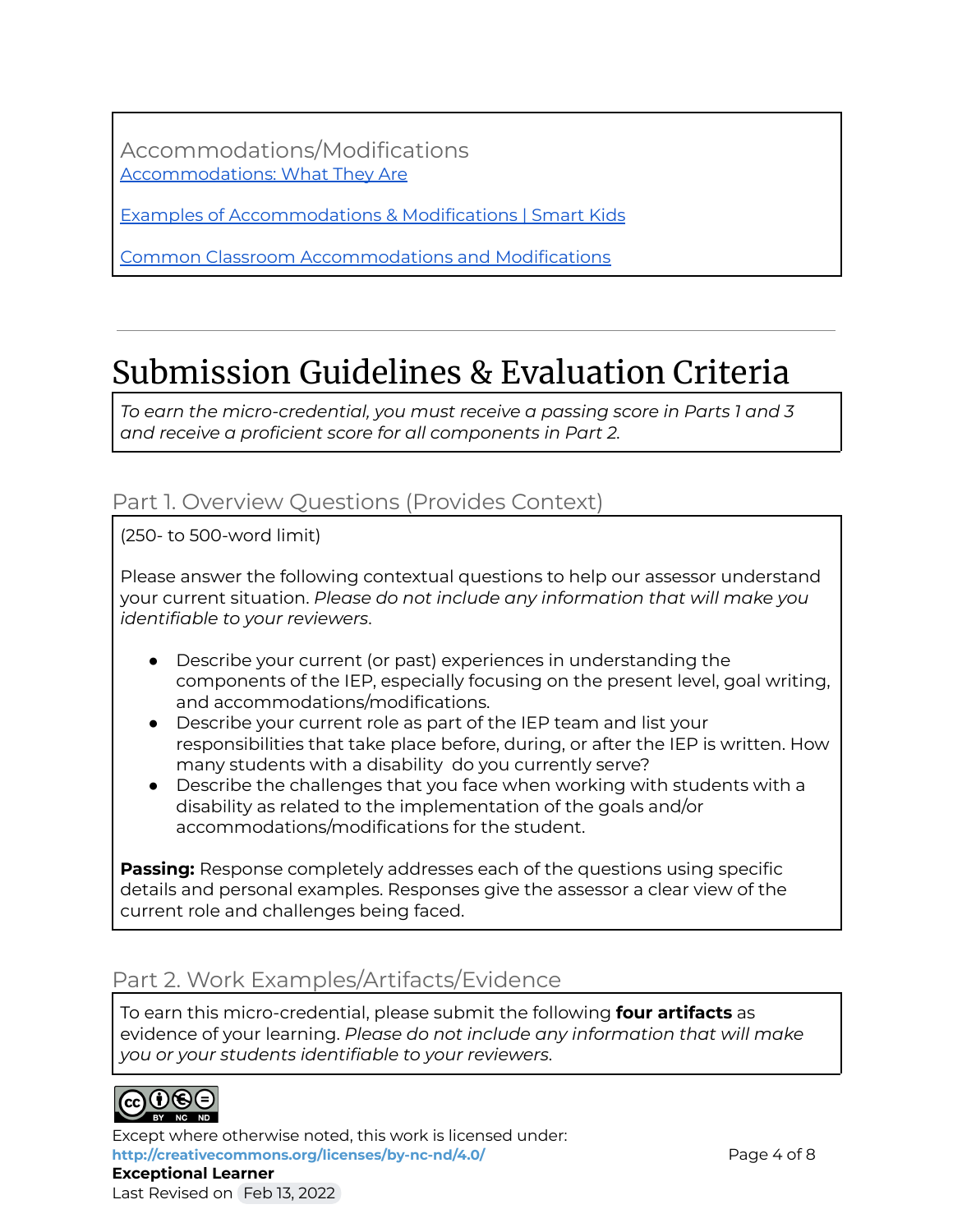Accommodations/Modifications

[Accommodations: What They Are]

[Examples of Accommodations & Modifications | Smart Kids]

[Common Classroom Accommodations and Modifications]

---

# Submission Guidelines & Evaluation Criteria

*To earn the micro-credential, you must receive a passing score in Parts 1 and 3 and receive a proficient score for all components in Part 2.*

## Part 1. Overview Questions (Provides Context)

(250- to 500-word limit)

Please answer the following contextual questions to help our assessor understand your current situation. *Please do not include any information that will make you identifiable to your reviewers*.

- Describe your current (or past) experiences in understanding the components of the IEP, especially focusing on the present level, goal writing, and accommodations/modifications.
- Describe your current role as part of the IEP team and list your responsibilities that take place before, during, or after the IEP is written. How many students with a disability do you currently serve?
- Describe the challenges that you face when working with students with a disability as related to the implementation of the goals and/or accommodations/modifications for the student.

**Passing:** Response completely addresses each of the questions using specific details and personal examples. Responses give the assessor a clear view of the current role and challenges being faced.

## Part 2. Work Examples/Artifacts/Evidence

To earn this micro-credential, please submit the following **four artifacts** as evidence of your learning. *Please do not include any information that will make you or your students identifiable to your reviewers*.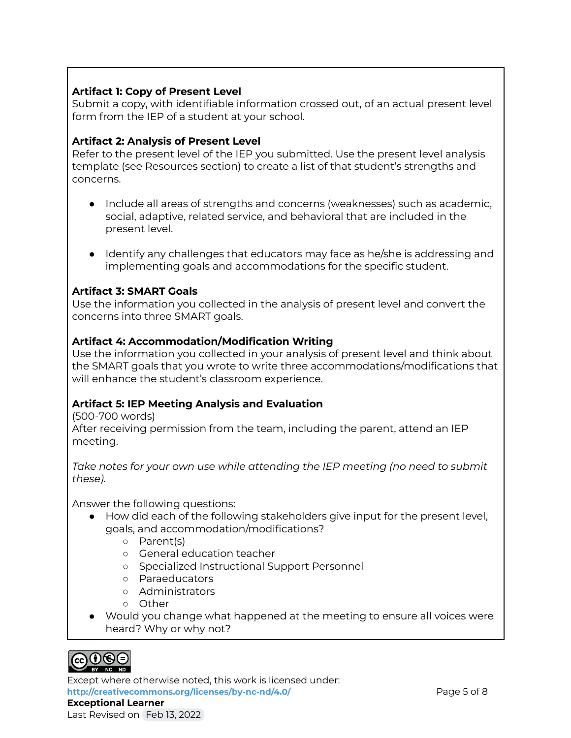**Artifact 1: Copy of Present Level**
Submit a copy, with identifiable information crossed out, of an actual present level form from the IEP of a student at your school.

**Artifact 2: Analysis of Present Level**
Refer to the present level of the IEP you submitted. Use the present level analysis template (see Resources section) to create a list of that student's strengths and concerns.

- Include all areas of strengths and concerns (weaknesses) such as academic, social, adaptive, related service, and behavioral that are included in the present level.

- Identify any challenges that educators may face as he/she is addressing and implementing goals and accommodations for the specific student.

**Artifact 3: SMART Goals**
Use the information you collected in the analysis of present level and convert the concerns into three SMART goals.

**Artifact 4: Accommodation/Modification Writing**
Use the information you collected in your analysis of present level and think about the SMART goals that you wrote to write three accommodations/modifications that will enhance the student's classroom experience.

**Artifact 5: IEP Meeting Analysis and Evaluation**
(500-700 words)
After receiving permission from the team, including the parent, attend an IEP meeting.

*Take notes for your own use while attending the IEP meeting (no need to submit these).*

Answer the following questions:

- How did each of the following stakeholders give input for the present level, goals, and accommodation/modifications?
  - Parent(s)
  - General education teacher
  - Specialized Instructional Support Personnel
  - Paraeducators
  - Administrators
  - Other
- Would you change what happened at the meeting to ensure all voices were heard? Why or why not?

Except where otherwise noted, this work is licensed under:
http://creativecommons.org/licenses/by-nc-nd/4.0/
**Exceptional Learner**
Last Revised on Feb 13, 2022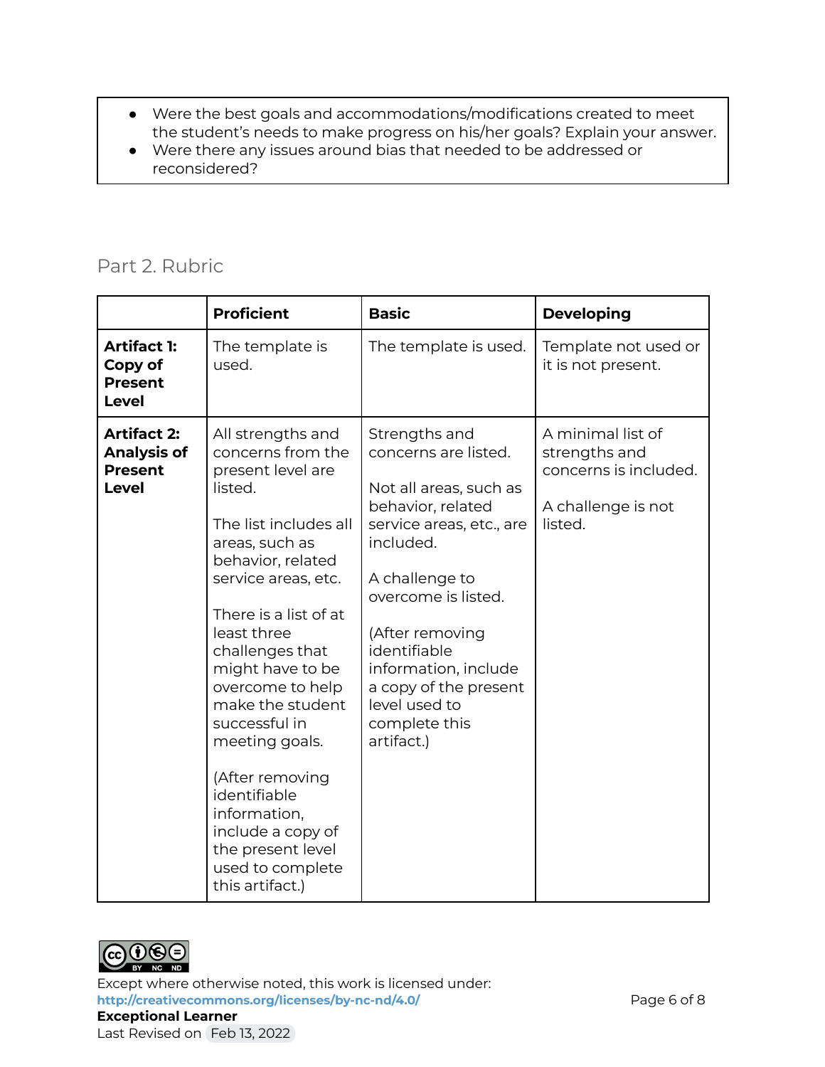- Were the best goals and accommodations/modifications created to meet the student's needs to make progress on his/her goals? Explain your answer.
- Were there any issues around bias that needed to be addressed or reconsidered?

## Part 2. Rubric

| | **Proficient** | **Basic** | **Developing** |
|---|---|---|---|
| **Artifact 1: Copy of Present Level** | The template is used. | The template is used. | Template not used or it is not present. |
| **Artifact 2: Analysis of Present Level** | All strengths and concerns from the present level are listed.<br><br>The list includes all areas, such as behavior, related service areas, etc.<br><br>There is a list of at least three challenges that might have to be overcome to help make the student successful in meeting goals.<br><br>(After removing identifiable information, include a copy of the present level used to complete this artifact.) | Strengths and concerns are listed.<br><br>Not all areas, such as behavior, related service areas, etc., are included.<br><br>A challenge to overcome is listed.<br><br>(After removing identifiable information, include a copy of the present level used to complete this artifact.) | A minimal list of strengths and concerns is included.<br><br>A challenge is not listed. |

Except where otherwise noted, this work is licensed under:
**http://creativecommons.org/licenses/by-nc-nd/4.0/**
**Exceptional Learner**
Last Revised on Feb 13, 2022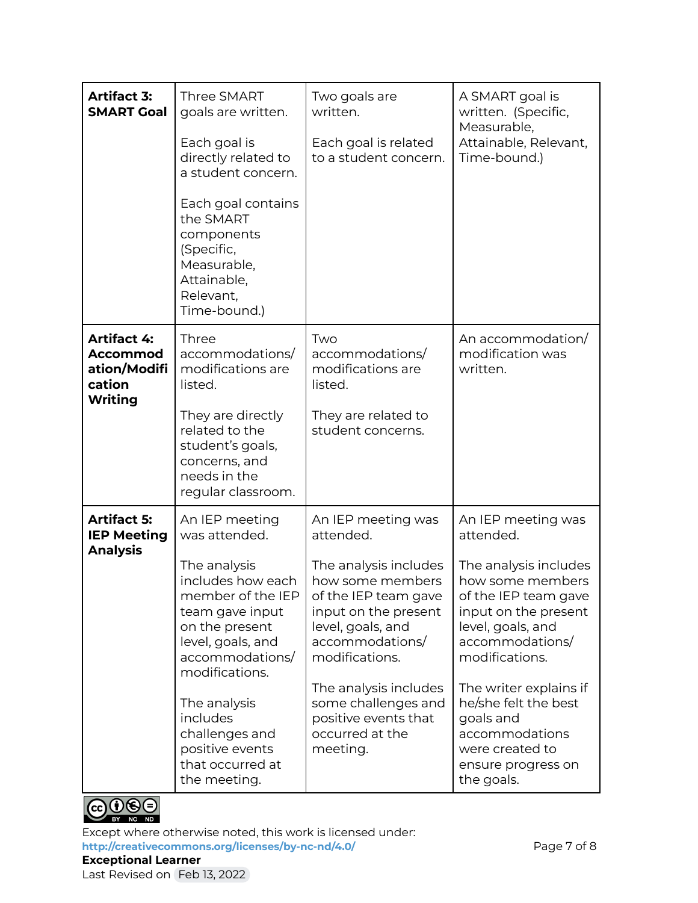| **Artifact 3: SMART Goal** | Three SMART goals are written.<br><br>Each goal is directly related to a student concern.<br><br>Each goal contains the SMART components (Specific, Measurable, Attainable, Relevant, Time-bound.) | Two goals are written.<br><br>Each goal is related to a student concern. | A SMART goal is written. (Specific, Measurable, Attainable, Relevant, Time-bound.) |
|---|---|---|---|
| **Artifact 4: Accommodation/Modification Writing** | Three accommodations/ modifications are listed.<br><br>They are directly related to the student's goals, concerns, and needs in the regular classroom. | Two accommodations/ modifications are listed.<br><br>They are related to student concerns. | An accommodation/ modification was written. |
| **Artifact 5: IEP Meeting Analysis** | An IEP meeting was attended.<br><br>The analysis includes how each member of the IEP team gave input on the present level, goals, and accommodations/ modifications.<br><br>The analysis includes challenges and positive events that occurred at the meeting. | An IEP meeting was attended.<br><br>The analysis includes how some members of the IEP team gave input on the present level, goals, and accommodations/ modifications.<br><br>The analysis includes some challenges and positive events that occurred at the meeting. | An IEP meeting was attended.<br><br>The analysis includes how some members of the IEP team gave input on the present level, goals, and accommodations/ modifications.<br><br>The writer explains if he/she felt the best goals and accommodations were created to ensure progress on the goals. |

Except where otherwise noted, this work is licensed under:
http://creativecommons.org/licenses/by-nc-nd/4.0/

**Exceptional Learner**
Last Revised on Feb 13, 2022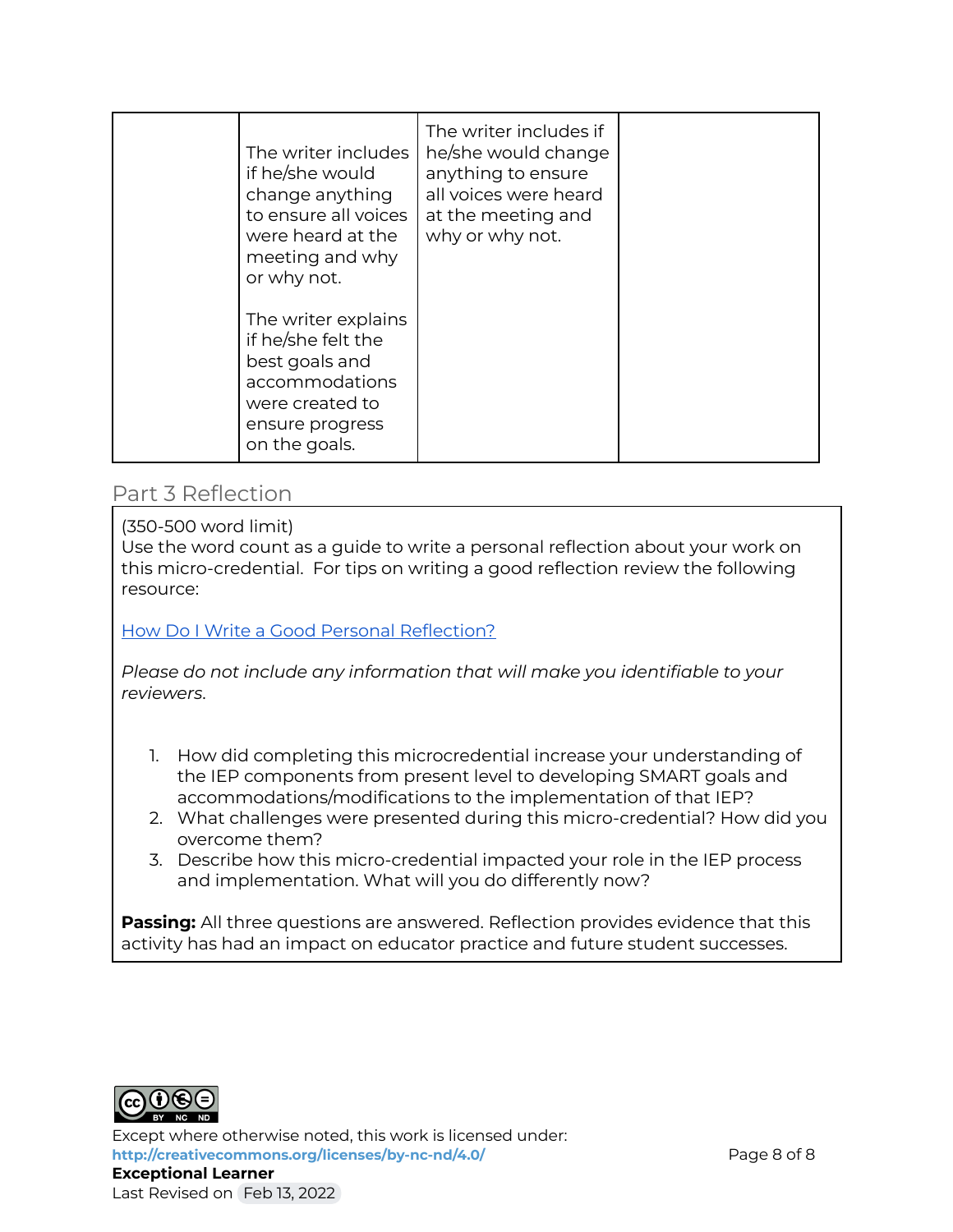| | | | |
|---|---|---|---|
| | The writer includes if he/she would change anything to ensure all voices were heard at the meeting and why or why not.<br><br>The writer explains if he/she felt the best goals and accommodations were created to ensure progress on the goals. | The writer includes if he/she would change anything to ensure all voices were heard at the meeting and why or why not. | |

## Part 3 Reflection

(350-500 word limit)
Use the word count as a guide to write a personal reflection about your work on this micro-credential. For tips on writing a good reflection review the following resource:

[How Do I Write a Good Personal Reflection?]

*Please do not include any information that will make you identifiable to your reviewers.*

1. How did completing this microcredential increase your understanding of the IEP components from present level to developing SMART goals and accommodations/modifications to the implementation of that IEP?
2. What challenges were presented during this micro-credential? How did you overcome them?
3. Describe how this micro-credential impacted your role in the IEP process and implementation. What will you do differently now?

**Passing:** All three questions are answered. Reflection provides evidence that this activity has had an impact on educator practice and future student successes.

Except where otherwise noted, this work is licensed under:
**http://creativecommons.org/licenses/by-nc-nd/4.0/**
**Exceptional Learner**
Last Revised on Feb 13, 2022